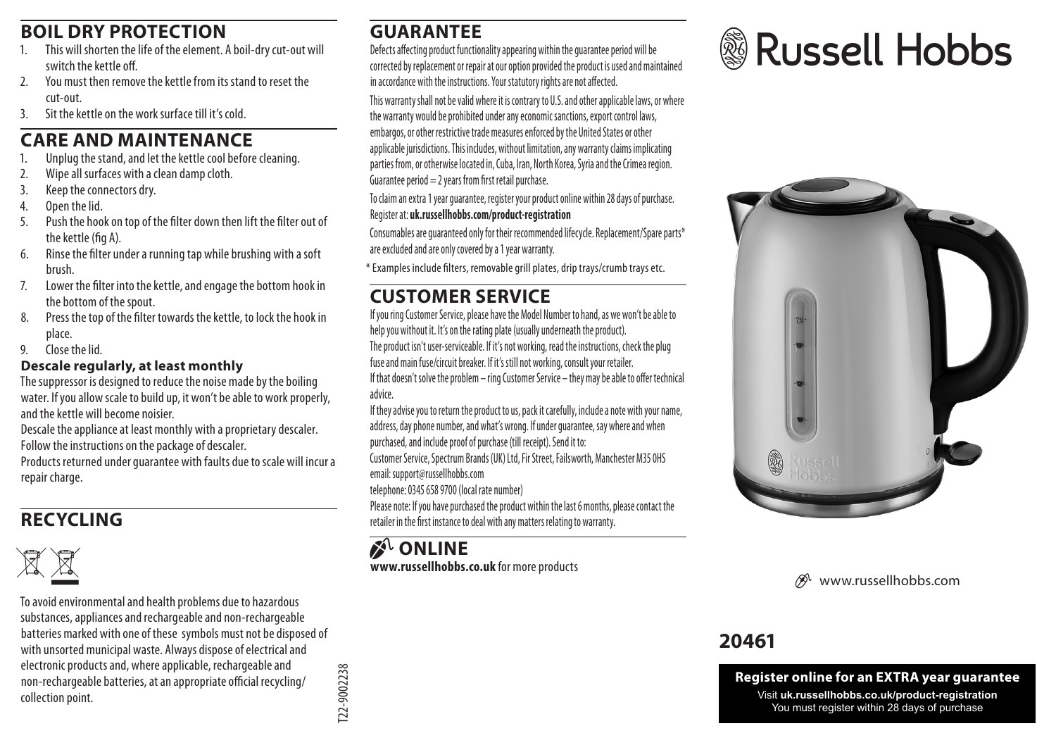## BOIL DRY PROTECTION

1. This will shorten the life of the element. A boil-dry cut-out will switch the kettle off.
2. You must then remove the kettle from its stand to reset the cut-out.
3. Sit the kettle on the work surface till it's cold.

## CARE AND MAINTENANCE

1. Unplug the stand, and let the kettle cool before cleaning.
2. Wipe all surfaces with a clean damp cloth.
3. Keep the connectors dry.
4. Open the lid.
5. Push the hook on top of the filter down then lift the filter out of the kettle (fig A).
6. Rinse the filter under a running tap while brushing with a soft brush.
7. Lower the filter into the kettle, and engage the bottom hook in the bottom of the spout.
8. Press the top of the filter towards the kettle, to lock the hook in place.
9. Close the lid.

**Descale regularly, at least monthly**

The suppressor is designed to reduce the noise made by the boiling water. If you allow scale to build up, it won't be able to work properly, and the kettle will become noisier.

Descale the appliance at least monthly with a proprietary descaler. Follow the instructions on the package of descaler.

Products returned under guarantee with faults due to scale will incur a repair charge.

## RECYCLING

To avoid environmental and health problems due to hazardous substances, appliances and rechargeable and non-rechargeable batteries marked with one of these symbols must not be disposed of with unsorted municipal waste. Always dispose of electrical and electronic products and, where applicable, rechargeable and non-rechargeable batteries, at an appropriate official recycling/collection point.

T22-9002238

## GUARANTEE

Defects affecting product functionality appearing within the guarantee period will be corrected by replacement or repair at our option provided the product is used and maintained in accordance with the instructions. Your statutory rights are not affected.

This warranty shall not be valid where it is contrary to U.S. and other applicable laws, or where the warranty would be prohibited under any economic sanctions, export control laws, embargos, or other restrictive trade measures enforced by the United States or other applicable jurisdictions. This includes, without limitation, any warranty claims implicating parties from, or otherwise located in, Cuba, Iran, North Korea, Syria and the Crimea region.
Guarantee period = 2 years from first retail purchase.

To claim an extra 1 year guarantee, register your product online within 28 days of purchase. Register at: **uk.russellhobbs.com/product-registration**

Consumables are guaranteed only for their recommended lifecycle. Replacement/Spare parts* are excluded and are only covered by a 1 year warranty.

\* Examples include filters, removable grill plates, drip trays/crumb trays etc.

## CUSTOMER SERVICE

If you ring Customer Service, please have the Model Number to hand, as we won't be able to help you without it. It's on the rating plate (usually underneath the product).

The product isn't user-serviceable. If it's not working, read the instructions, check the plug fuse and main fuse/circuit breaker. If it's still not working, consult your retailer.

If that doesn't solve the problem – ring Customer Service – they may be able to offer technical advice.

If they advise you to return the product to us, pack it carefully, include a note with your name, address, day phone number, and what's wrong. If under guarantee, say where and when purchased, and include proof of purchase (till receipt). Send it to:

Customer Service, Spectrum Brands (UK) Ltd, Fir Street, Failsworth, Manchester M35 0HS
email: support@russellhobbs.com
telephone: 0345 658 9700 (local rate number)

Please note: If you have purchased the product within the last 6 months, please contact the retailer in the first instance to deal with any matters relating to warranty.

## ONLINE

**www.russellhobbs.co.uk** for more products

# Russell Hobbs

www.russellhobbs.com

## 20461

**Register online for an EXTRA year guarantee**

Visit **uk.russellhobbs.co.uk/product-registration**
You must register within 28 days of purchase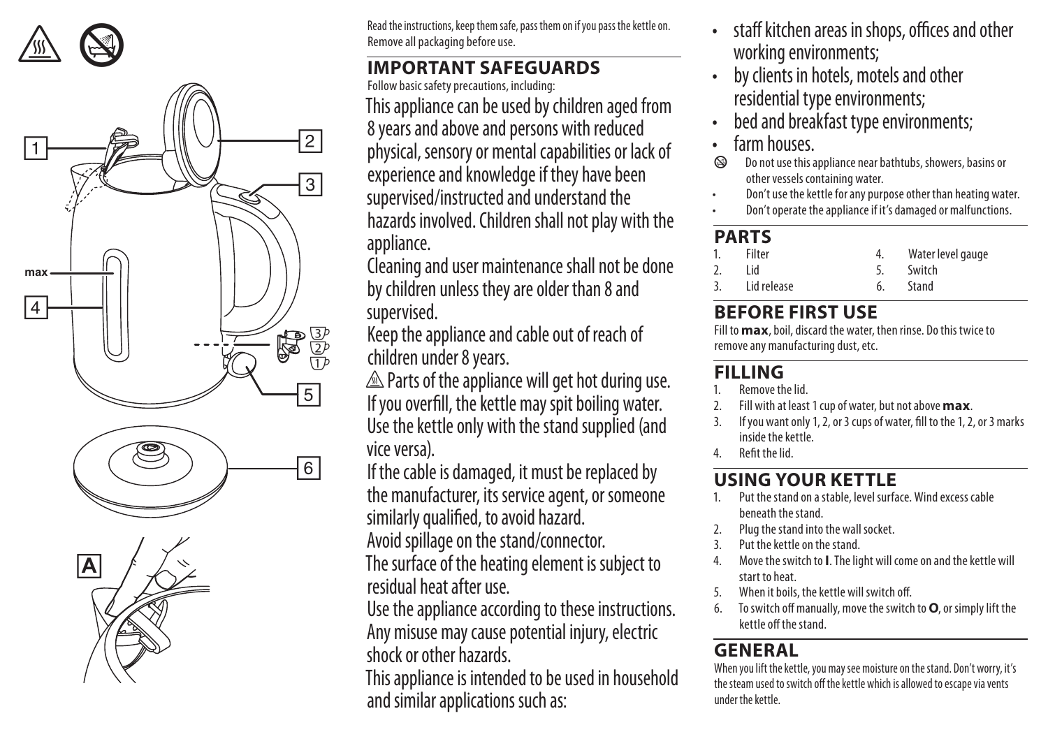1

2

3

max

4

5

6

A

Read the instructions, keep them safe, pass them on if you pass the kettle on. Remove all packaging before use.

## IMPORTANT SAFEGUARDS

Follow basic safety precautions, including:

This appliance can be used by children aged from 8 years and above and persons with reduced physical, sensory or mental capabilities or lack of experience and knowledge if they have been supervised/instructed and understand the hazards involved. Children shall not play with the appliance.

Cleaning and user maintenance shall not be done by children unless they are older than 8 and supervised.

Keep the appliance and cable out of reach of children under 8 years.

⚠ Parts of the appliance will get hot during use.

If you overfill, the kettle may spit boiling water.

Use the kettle only with the stand supplied (and vice versa).

If the cable is damaged, it must be replaced by the manufacturer, its service agent, or someone similarly qualified, to avoid hazard.

Avoid spillage on the stand/connector.

The surface of the heating element is subject to residual heat after use.

Use the appliance according to these instructions. Any misuse may cause potential injury, electric shock or other hazards.

This appliance is intended to be used in household and similar applications such as:

- staff kitchen areas in shops, offices and other working environments;
- by clients in hotels, motels and other residential type environments;
- bed and breakfast type environments;
- farm houses.
- Do not use this appliance near bathtubs, showers, basins or other vessels containing water.
- Don't use the kettle for any purpose other than heating water.
- Don't operate the appliance if it's damaged or malfunctions.

## PARTS

1. Filter
2. Lid
3. Lid release
4. Water level gauge
5. Switch
6. Stand

## BEFORE FIRST USE

Fill to **max**, boil, discard the water, then rinse. Do this twice to remove any manufacturing dust, etc.

## FILLING

1. Remove the lid.
2. Fill with at least 1 cup of water, but not above **max**.
3. If you want only 1, 2, or 3 cups of water, fill to the 1, 2, or 3 marks inside the kettle.
4. Refit the lid.

## USING YOUR KETTLE

1. Put the stand on a stable, level surface. Wind excess cable beneath the stand.
2. Plug the stand into the wall socket.
3. Put the kettle on the stand.
4. Move the switch to **I**. The light will come on and the kettle will start to heat.
5. When it boils, the kettle will switch off.
6. To switch off manually, move the switch to **O**, or simply lift the kettle off the stand.

## GENERAL

When you lift the kettle, you may see moisture on the stand. Don't worry, it's the steam used to switch off the kettle which is allowed to escape via vents under the kettle.